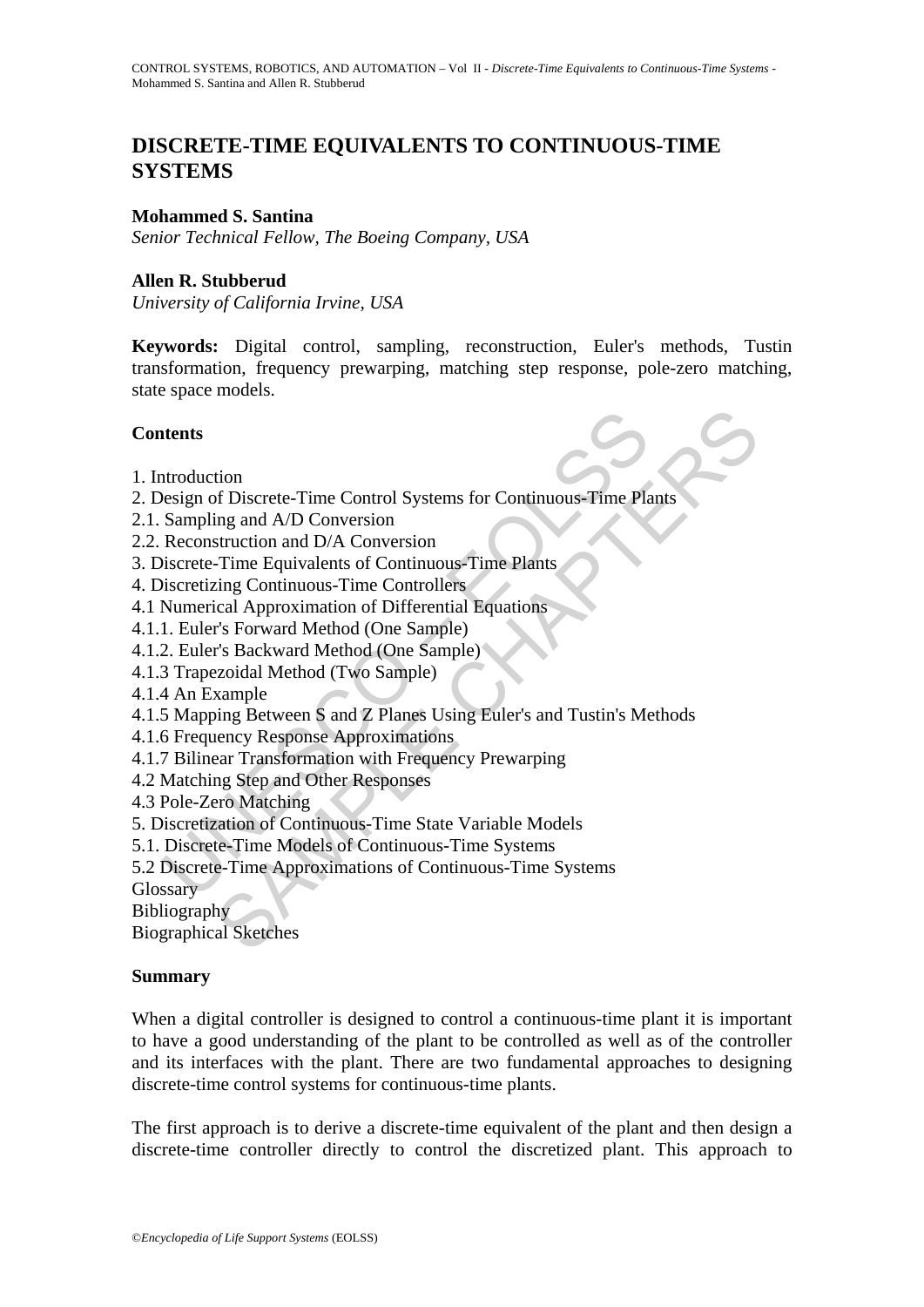# DISCRETE-TIME EQUIVALENTS TO CONTINUOUS-TIME SYSTEMS

**Mohammed S. Santina**
*Senior Technical Fellow, The Boeing Company, USA*

**Allen R. Stubberud**
*University of California Irvine, USA*

**Keywords:** Digital control, sampling, reconstruction, Euler's methods, Tustin transformation, frequency prewarping, matching step response, pole-zero matching, state space models.

**Contents**

1. Introduction
2. Design of Discrete-Time Control Systems for Continuous-Time Plants
2.1. Sampling and A/D Conversion
2.2. Reconstruction and D/A Conversion
3. Discrete-Time Equivalents of Continuous-Time Plants
4. Discretizing Continuous-Time Controllers
4.1 Numerical Approximation of Differential Equations
4.1.1. Euler's Forward Method (One Sample)
4.1.2. Euler's Backward Method (One Sample)
4.1.3 Trapezoidal Method (Two Sample)
4.1.4 An Example
4.1.5 Mapping Between S and Z Planes Using Euler's and Tustin's Methods
4.1.6 Frequency Response Approximations
4.1.7 Bilinear Transformation with Frequency Prewarping
4.2 Matching Step and Other Responses
4.3 Pole-Zero Matching
5. Discretization of Continuous-Time State Variable Models
5.1. Discrete-Time Models of Continuous-Time Systems
5.2 Discrete-Time Approximations of Continuous-Time Systems
Glossary
Bibliography
Biographical Sketches

**Summary**

When a digital controller is designed to control a continuous-time plant it is important to have a good understanding of the plant to be controlled as well as of the controller and its interfaces with the plant. There are two fundamental approaches to designing discrete-time control systems for continuous-time plants.

The first approach is to derive a discrete-time equivalent of the plant and then design a discrete-time controller directly to control the discretized plant. This approach to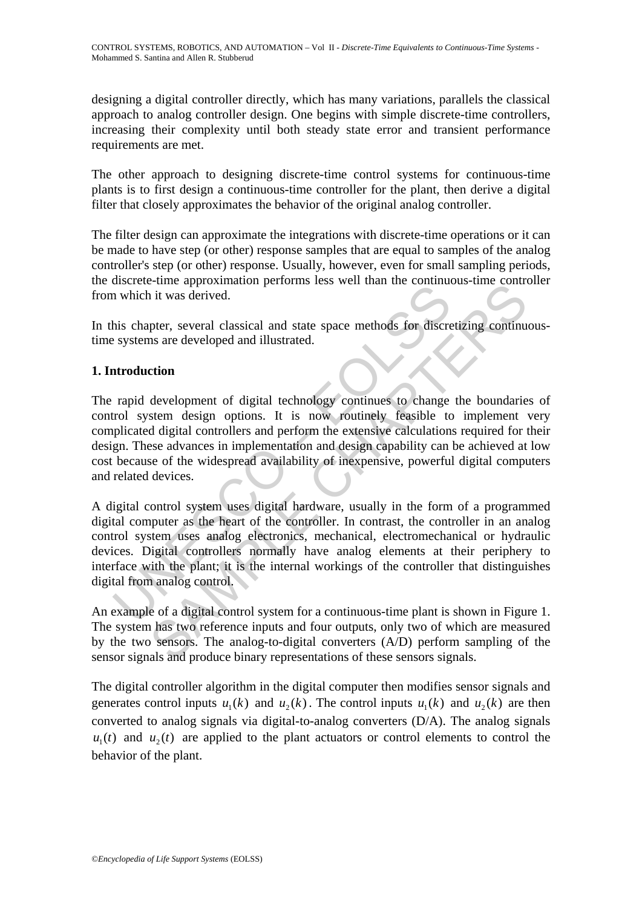designing a digital controller directly, which has many variations, parallels the classical approach to analog controller design. One begins with simple discrete-time controllers, increasing their complexity until both steady state error and transient performance requirements are met.

The other approach to designing discrete-time control systems for continuous-time plants is to first design a continuous-time controller for the plant, then derive a digital filter that closely approximates the behavior of the original analog controller.

The filter design can approximate the integrations with discrete-time operations or it can be made to have step (or other) response samples that are equal to samples of the analog controller's step (or other) response. Usually, however, even for small sampling periods, the discrete-time approximation performs less well than the continuous-time controller from which it was derived.

In this chapter, several classical and state space methods for discretizing continuous-time systems are developed and illustrated.

## 1. Introduction

The rapid development of digital technology continues to change the boundaries of control system design options. It is now routinely feasible to implement very complicated digital controllers and perform the extensive calculations required for their design. These advances in implementation and design capability can be achieved at low cost because of the widespread availability of inexpensive, powerful digital computers and related devices.

A digital control system uses digital hardware, usually in the form of a programmed digital computer as the heart of the controller. In contrast, the controller in an analog control system uses analog electronics, mechanical, electromechanical or hydraulic devices. Digital controllers normally have analog elements at their periphery to interface with the plant; it is the internal workings of the controller that distinguishes digital from analog control.

An example of a digital control system for a continuous-time plant is shown in Figure 1. The system has two reference inputs and four outputs, only two of which are measured by the two sensors. The analog-to-digital converters (A/D) perform sampling of the sensor signals and produce binary representations of these sensors signals.

The digital controller algorithm in the digital computer then modifies sensor signals and generates control inputs $u_1(k)$ and $u_2(k)$. The control inputs $u_1(k)$ and $u_2(k)$ are then converted to analog signals via digital-to-analog converters (D/A). The analog signals $u_1(t)$ and $u_2(t)$ are applied to the plant actuators or control elements to control the behavior of the plant.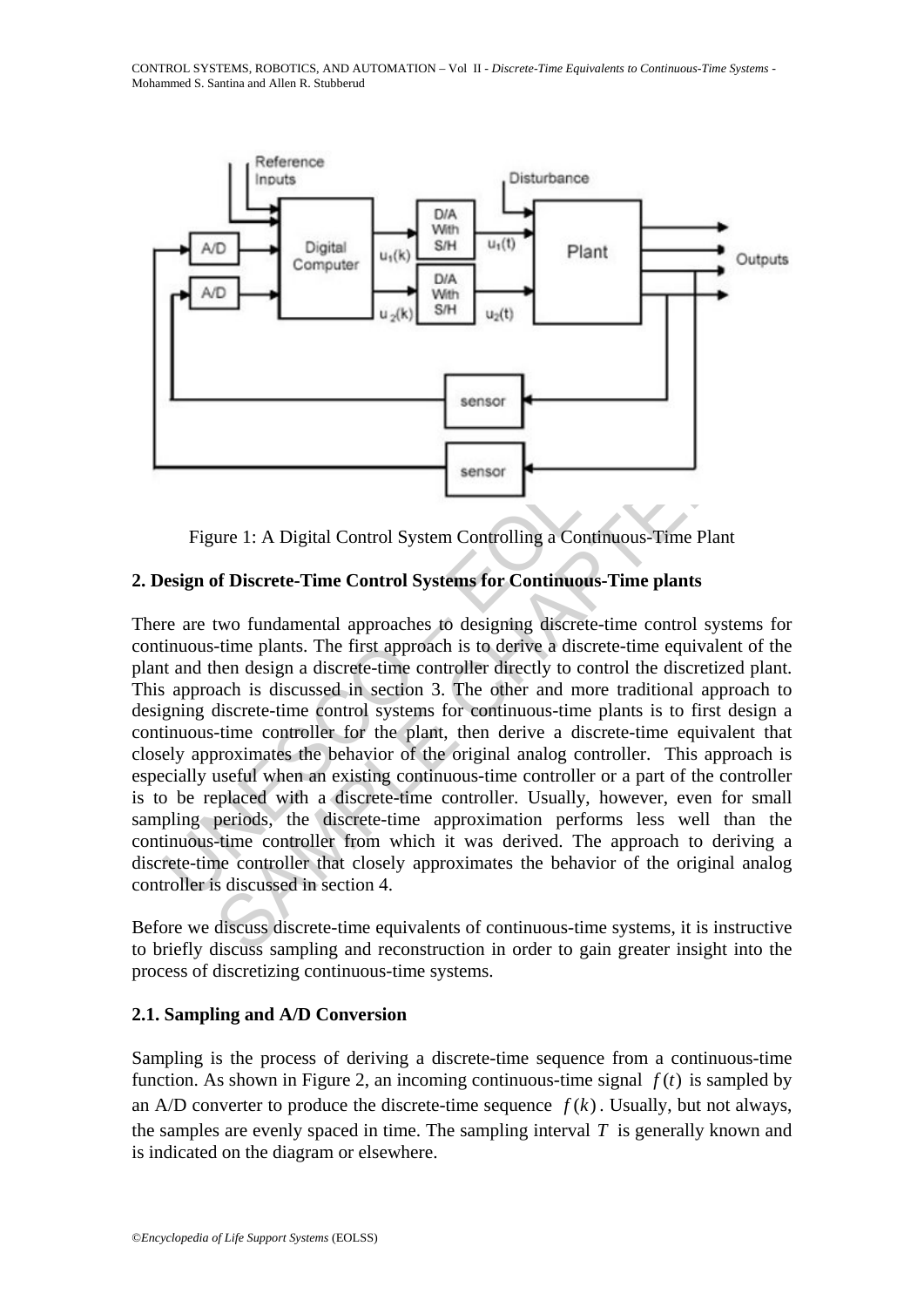Figure 1: A Digital Control System Controlling a Continuous-Time Plant

## 2. Design of Discrete-Time Control Systems for Continuous-Time plants

There are two fundamental approaches to designing discrete-time control systems for continuous-time plants. The first approach is to derive a discrete-time equivalent of the plant and then design a discrete-time controller directly to control the discretized plant. This approach is discussed in section 3. The other and more traditional approach to designing discrete-time control systems for continuous-time plants is to first design a continuous-time controller for the plant, then derive a discrete-time equivalent that closely approximates the behavior of the original analog controller. This approach is especially useful when an existing continuous-time controller or a part of the controller is to be replaced with a discrete-time controller. Usually, however, even for small sampling periods, the discrete-time approximation performs less well than the continuous-time controller from which it was derived. The approach to deriving a discrete-time controller that closely approximates the behavior of the original analog controller is discussed in section 4.

Before we discuss discrete-time equivalents of continuous-time systems, it is instructive to briefly discuss sampling and reconstruction in order to gain greater insight into the process of discretizing continuous-time systems.

### 2.1. Sampling and A/D Conversion

Sampling is the process of deriving a discrete-time sequence from a continuous-time function. As shown in Figure 2, an incoming continuous-time signal $f(t)$ is sampled by an A/D converter to produce the discrete-time sequence $f(k)$. Usually, but not always, the samples are evenly spaced in time. The sampling interval $T$ is generally known and is indicated on the diagram or elsewhere.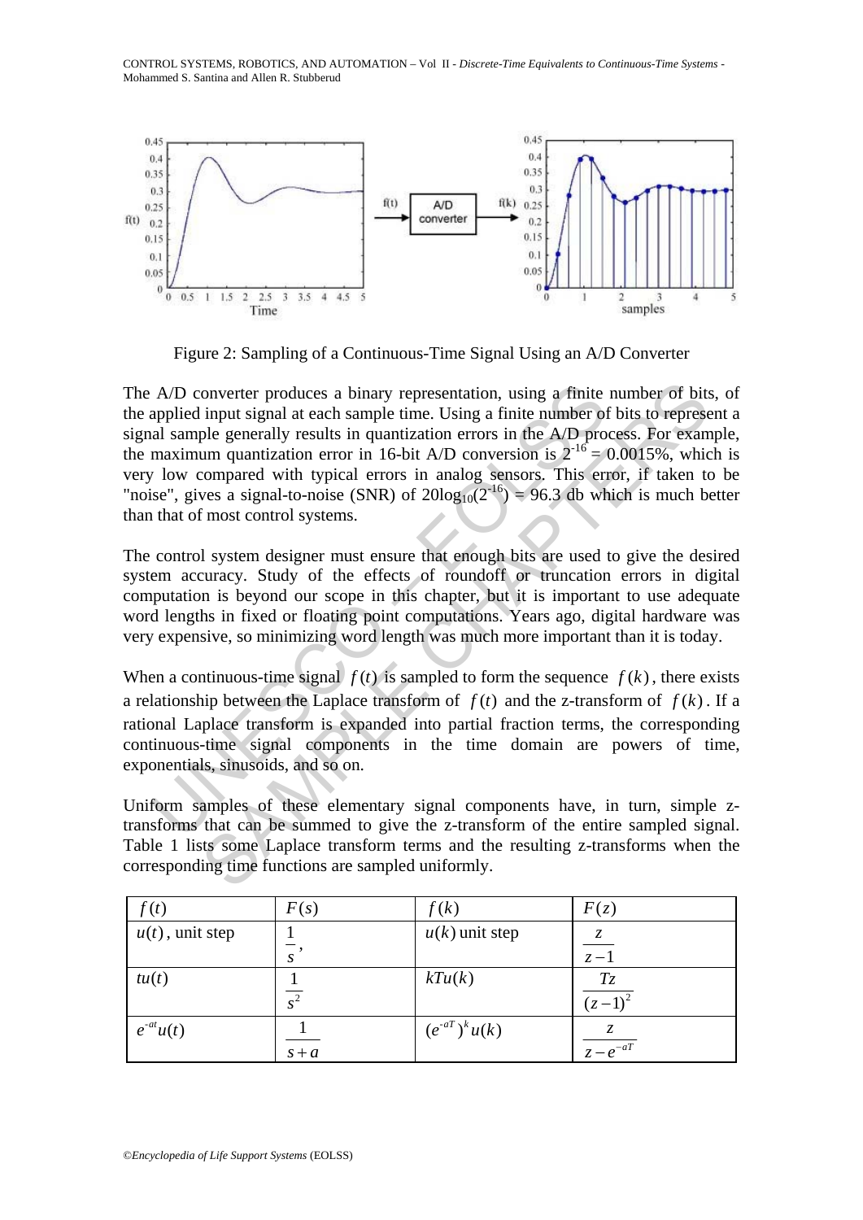Figure 2: Sampling of a Continuous-Time Signal Using an A/D Converter

The A/D converter produces a binary representation, using a finite number of bits, of the applied input signal at each sample time. Using a finite number of bits to represent a signal sample generally results in quantization errors in the A/D process. For example, the maximum quantization error in 16-bit A/D conversion is $2^{-16}$ = 0.0015%, which is very low compared with typical errors in analog sensors. This error, if taken to be "noise", gives a signal-to-noise (SNR) of $20\log_{10}(2^{-16})$ = 96.3 db which is much better than that of most control systems.

The control system designer must ensure that enough bits are used to give the desired system accuracy. Study of the effects of roundoff or truncation errors in digital computation is beyond our scope in this chapter, but it is important to use adequate word lengths in fixed or floating point computations. Years ago, digital hardware was very expensive, so minimizing word length was much more important than it is today.

When a continuous-time signal $f(t)$ is sampled to form the sequence $f(k)$, there exists a relationship between the Laplace transform of $f(t)$ and the z-transform of $f(k)$. If a rational Laplace transform is expanded into partial fraction terms, the corresponding continuous-time signal components in the time domain are powers of time, exponentials, sinusoids, and so on.

Uniform samples of these elementary signal components have, in turn, simple z-transforms that can be summed to give the z-transform of the entire sampled signal. Table 1 lists some Laplace transform terms and the resulting z-transforms when the corresponding time functions are sampled uniformly.

| $f(t)$ | $F(s)$ | $f(k)$ | $F(z)$ |
|---|---|---|---|
| $u(t)$, unit step | $\frac{1}{s}$, | $u(k)$ unit step | $\frac{z}{z-1}$ |
| $tu(t)$ | $\frac{1}{s^2}$ | $kTu(k)$ | $\frac{Tz}{(z-1)^2}$ |
| $e^{-at}u(t)$ | $\frac{1}{s+a}$ | $(e^{-aT})^k u(k)$ | $\frac{z}{z-e^{-aT}}$ |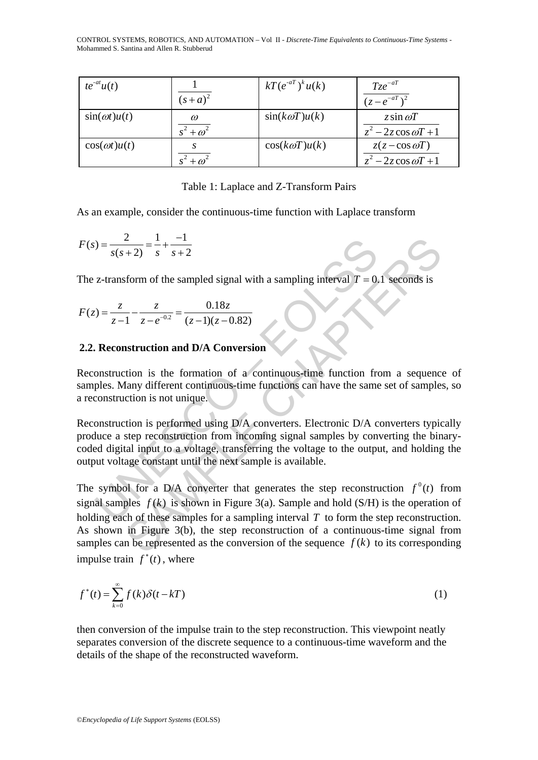| $te^{-at}u(t)$ | $\dfrac{1}{(s+a)^2}$ | $kT(e^{-aT})^k u(k)$ | $\dfrac{Tze^{-aT}}{(z-e^{-aT})^2}$ |
|---|---|---|---|
| $\sin(\omega t)u(t)$ | $\dfrac{\omega}{s^2+\omega^2}$ | $\sin(k\omega T)u(k)$ | $\dfrac{z\sin\omega T}{z^2-2z\cos\omega T+1}$ |
| $\cos(\omega t)u(t)$ | $\dfrac{s}{s^2+\omega^2}$ | $\cos(k\omega T)u(k)$ | $\dfrac{z(z-\cos\omega T)}{z^2-2z\cos\omega T+1}$ |

Table 1: Laplace and Z-Transform Pairs

As an example, consider the continuous-time function with Laplace transform

$$F(s) = \frac{2}{s(s+2)} = \frac{1}{s} + \frac{-1}{s+2}$$

The z-transform of the sampled signal with a sampling interval $T = 0.1$ seconds is

$$F(z) = \frac{z}{z-1} - \frac{z}{z-e^{-0.2}} = \frac{0.18z}{(z-1)(z-0.82)}$$

### 2.2. Reconstruction and D/A Conversion

Reconstruction is the formation of a continuous-time function from a sequence of samples. Many different continuous-time functions can have the same set of samples, so a reconstruction is not unique.

Reconstruction is performed using D/A converters. Electronic D/A converters typically produce a step reconstruction from incoming signal samples by converting the binary-coded digital input to a voltage, transferring the voltage to the output, and holding the output voltage constant until the next sample is available.

The symbol for a D/A converter that generates the step reconstruction $f^0(t)$ from signal samples $f(k)$ is shown in Figure 3(a). Sample and hold (S/H) is the operation of holding each of these samples for a sampling interval $T$ to form the step reconstruction. As shown in Figure 3(b), the step reconstruction of a continuous-time signal from samples can be represented as the conversion of the sequence $f(k)$ to its corresponding impulse train $f^*(t)$, where

$$f^*(t) = \sum_{k=0}^{\infty} f(k)\delta(t-kT) \tag{1}$$

then conversion of the impulse train to the step reconstruction. This viewpoint neatly separates conversion of the discrete sequence to a continuous-time waveform and the details of the shape of the reconstructed waveform.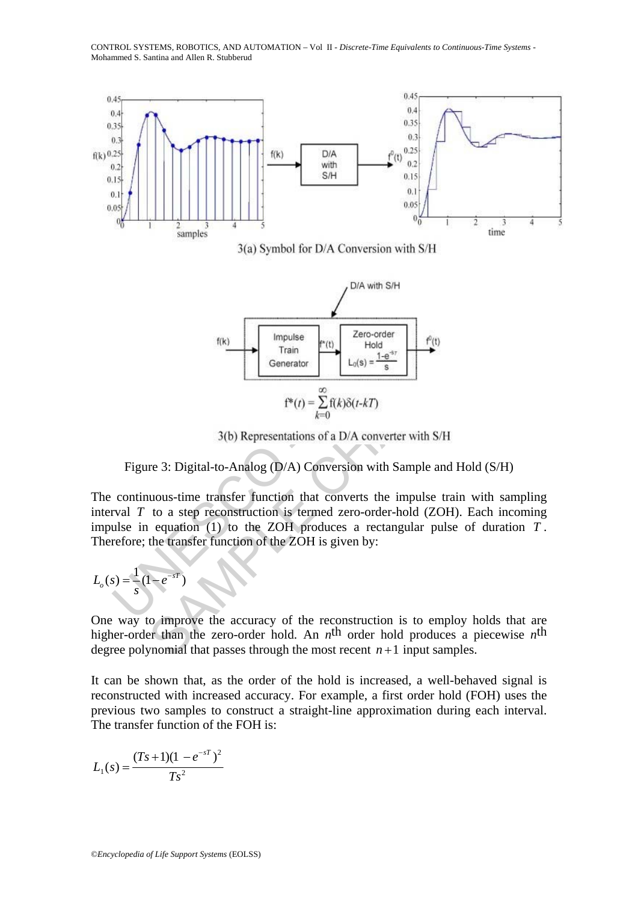3(a) Symbol for D/A Conversion with S/H

$$f^*(t) = \sum_{k=0}^{\infty} f(k)\delta(t-kT)$$

3(b) Representations of a D/A converter with S/H

Figure 3: Digital-to-Analog (D/A) Conversion with Sample and Hold (S/H)

The continuous-time transfer function that converts the impulse train with sampling interval $T$ to a step reconstruction is termed zero-order-hold (ZOH). Each incoming impulse in equation (1) to the ZOH produces a rectangular pulse of duration $T$. Therefore; the transfer function of the ZOH is given by:

$$L_o(s) = \frac{1}{s}(1 - e^{-sT})$$

One way to improve the accuracy of the reconstruction is to employ holds that are higher-order than the zero-order hold. An $n^{\text{th}}$ order hold produces a piecewise $n^{\text{th}}$ degree polynomial that passes through the most recent $n+1$ input samples.

It can be shown that, as the order of the hold is increased, a well-behaved signal is reconstructed with increased accuracy. For example, a first order hold (FOH) uses the previous two samples to construct a straight-line approximation during each interval. The transfer function of the FOH is:

$$L_1(s) = \frac{(Ts+1)(1 - e^{-sT})^2}{Ts^2}$$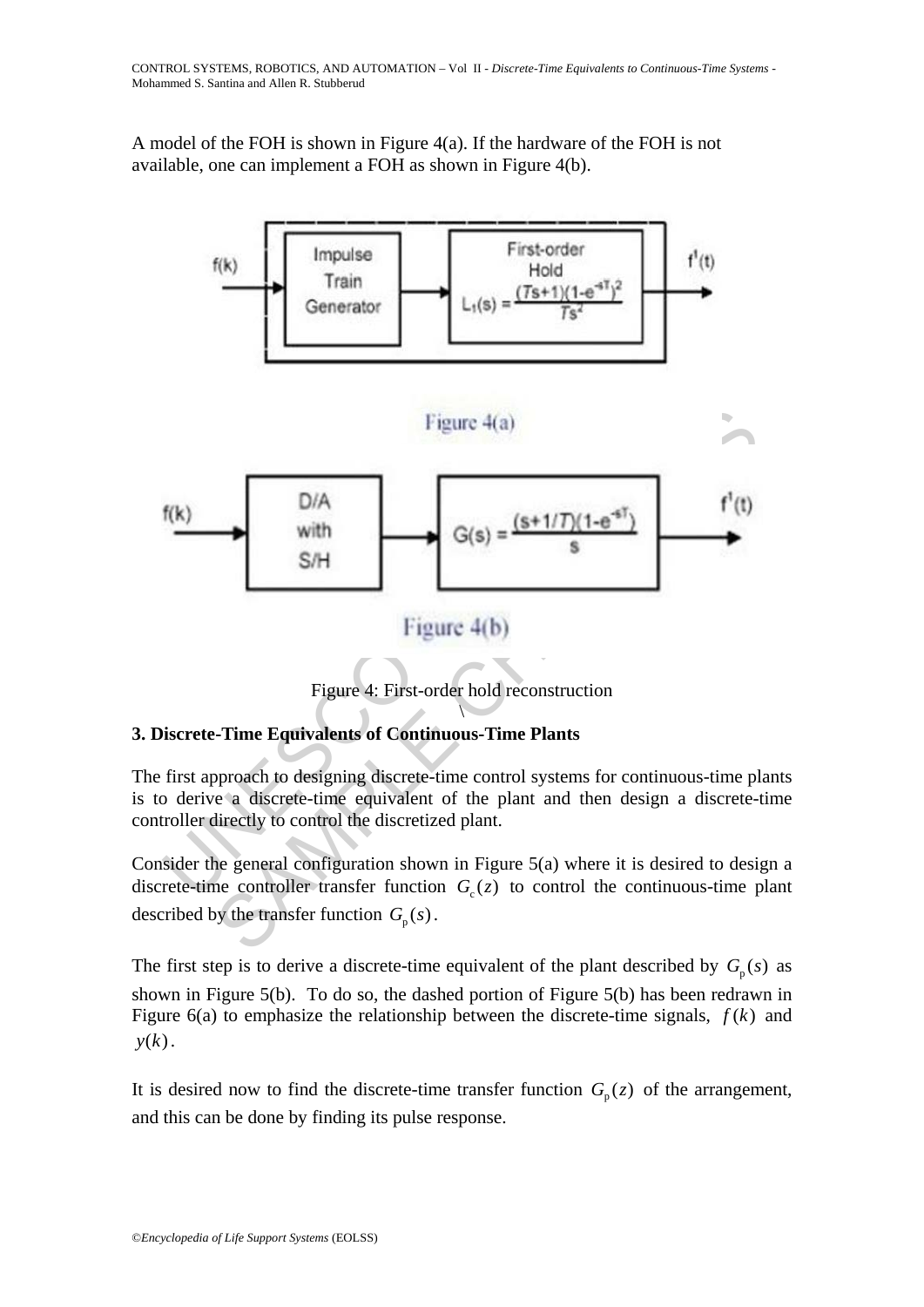A model of the FOH is shown in Figure 4(a). If the hardware of the FOH is not available, one can implement a FOH as shown in Figure 4(b).

Figure 4(a)

Figure 4(b)

Figure 4: First-order hold reconstruction

### 3. Discrete-Time Equivalents of Continuous-Time Plants

The first approach to designing discrete-time control systems for continuous-time plants is to derive a discrete-time equivalent of the plant and then design a discrete-time controller directly to control the discretized plant.

Consider the general configuration shown in Figure 5(a) where it is desired to design a discrete-time controller transfer function $G_c(z)$ to control the continuous-time plant described by the transfer function $G_p(s)$.

The first step is to derive a discrete-time equivalent of the plant described by $G_p(s)$ as shown in Figure 5(b). To do so, the dashed portion of Figure 5(b) has been redrawn in Figure 6(a) to emphasize the relationship between the discrete-time signals, $f(k)$ and $y(k)$.

It is desired now to find the discrete-time transfer function $G_p(z)$ of the arrangement, and this can be done by finding its pulse response.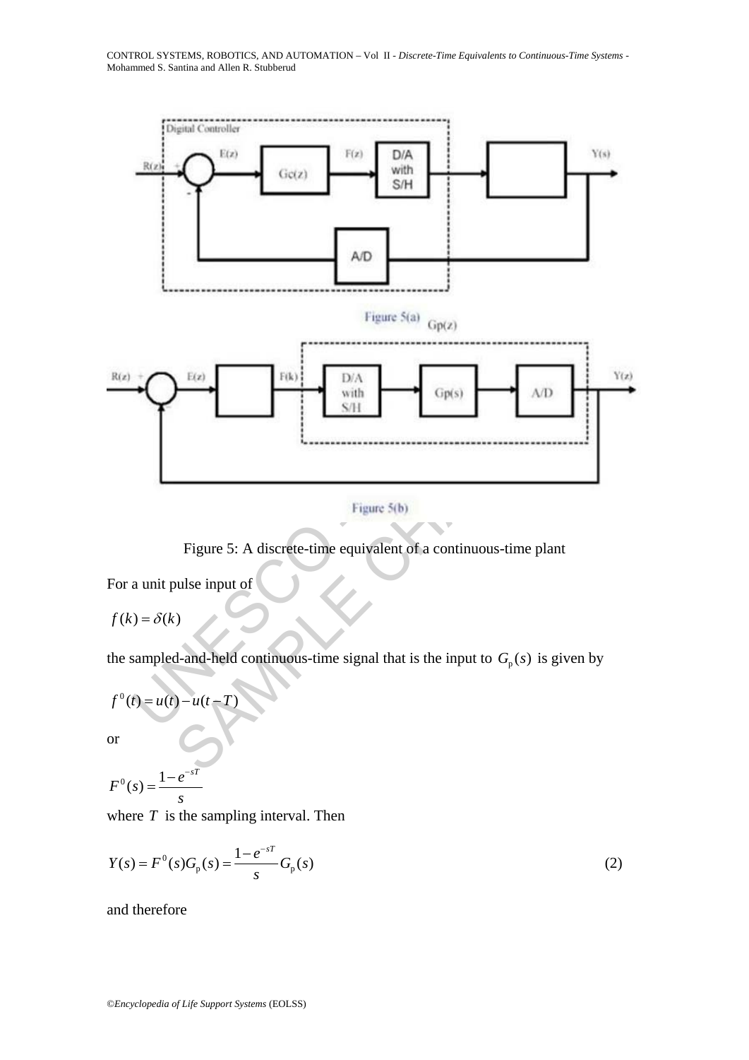Figure 5(a)

Figure 5(b)

Figure 5: A discrete-time equivalent of a continuous-time plant

For a unit pulse input of

$$f(k) = \delta(k)$$

the sampled-and-held continuous-time signal that is the input to $G_p(s)$ is given by

$$f^0(t) = u(t) - u(t-T)$$

or

$$F^0(s) = \frac{1-e^{-sT}}{s}$$

where $T$ is the sampling interval. Then

$$Y(s) = F^0(s)G_p(s) = \frac{1-e^{-sT}}{s}G_p(s) \tag{2}$$

and therefore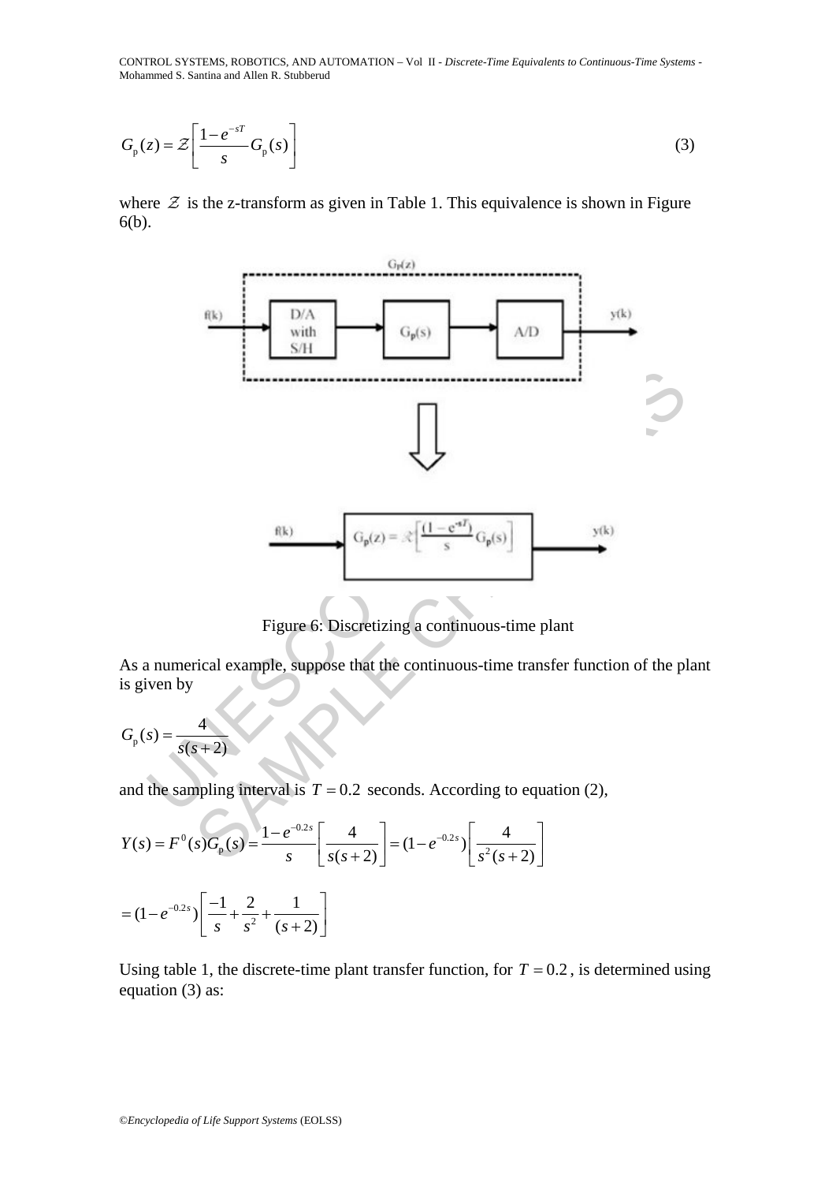$$G_{\mathrm{p}}(z) = \mathcal{Z}\left[\frac{1-e^{-sT}}{s} G_{\mathrm{p}}(s)\right] \tag{3}$$

where $\mathcal{Z}$ is the z-transform as given in Table 1. This equivalence is shown in Figure 6(b).

Figure 6: Discretizing a continuous-time plant

As a numerical example, suppose that the continuous-time transfer function of the plant is given by

$$G_{\mathrm{p}}(s) = \frac{4}{s(s+2)}$$

and the sampling interval is $T = 0.2$ seconds. According to equation (2),

$$Y(s) = F^{0}(s) G_{\mathrm{p}}(s) = \frac{1-e^{-0.2s}}{s}\left[\frac{4}{s(s+2)}\right] = (1-e^{-0.2s})\left[\frac{4}{s^2(s+2)}\right]$$

$$= (1-e^{-0.2s})\left[\frac{-1}{s} + \frac{2}{s^2} + \frac{1}{(s+2)}\right]$$

Using table 1, the discrete-time plant transfer function, for $T = 0.2$, is determined using equation (3) as: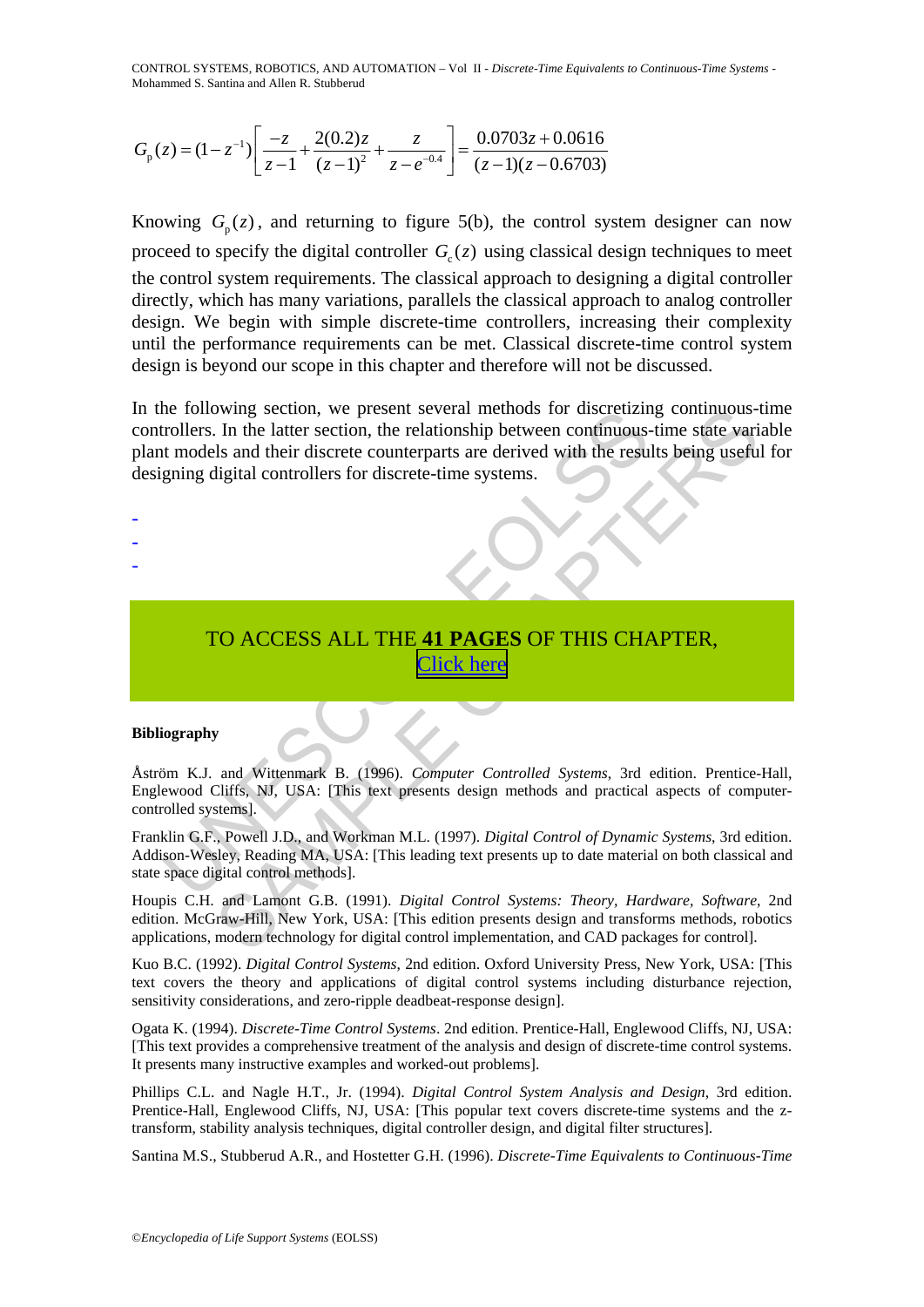$$G_p(z) = (1 - z^{-1})\left[\frac{-z}{z-1} + \frac{2(0.2)z}{(z-1)^2} + \frac{z}{z - e^{-0.4}}\right] = \frac{0.0703z + 0.0616}{(z-1)(z-0.6703)}$$

Knowing $G_p(z)$, and returning to figure 5(b), the control system designer can now proceed to specify the digital controller $G_c(z)$ using classical design techniques to meet the control system requirements. The classical approach to designing a digital controller directly, which has many variations, parallels the classical approach to analog controller design. We begin with simple discrete-time controllers, increasing their complexity until the performance requirements can be met. Classical discrete-time control system design is beyond our scope in this chapter and therefore will not be discussed.

In the following section, we present several methods for discretizing continuous-time controllers. In the latter section, the relationship between continuous-time state variable plant models and their discrete counterparts are derived with the results being useful for designing digital controllers for discrete-time systems.

-
-
-

TO ACCESS ALL THE **41 PAGES** OF THIS CHAPTER,
Click here

**Bibliography**

Åström K.J. and Wittenmark B. (1996). *Computer Controlled Systems*, 3rd edition. Prentice-Hall, Englewood Cliffs, NJ, USA: [This text presents design methods and practical aspects of computer-controlled systems].

Franklin G.F., Powell J.D., and Workman M.L. (1997). *Digital Control of Dynamic Systems*, 3rd edition. Addison-Wesley, Reading MA, USA: [This leading text presents up to date material on both classical and state space digital control methods].

Houpis C.H. and Lamont G.B. (1991). *Digital Control Systems: Theory, Hardware, Software*, 2nd edition. McGraw-Hill, New York, USA: [This edition presents design and transforms methods, robotics applications, modern technology for digital control implementation, and CAD packages for control].

Kuo B.C. (1992). *Digital Control Systems*, 2nd edition. Oxford University Press, New York, USA: [This text covers the theory and applications of digital control systems including disturbance rejection, sensitivity considerations, and zero-ripple deadbeat-response design].

Ogata K. (1994). *Discrete-Time Control Systems*. 2nd edition. Prentice-Hall, Englewood Cliffs, NJ, USA: [This text provides a comprehensive treatment of the analysis and design of discrete-time control systems. It presents many instructive examples and worked-out problems].

Phillips C.L. and Nagle H.T., Jr. (1994). *Digital Control System Analysis and Design*, 3rd edition. Prentice-Hall, Englewood Cliffs, NJ, USA: [This popular text covers discrete-time systems and the z-transform, stability analysis techniques, digital controller design, and digital filter structures].

Santina M.S., Stubberud A.R., and Hostetter G.H. (1996). *Discrete-Time Equivalents to Continuous-Time*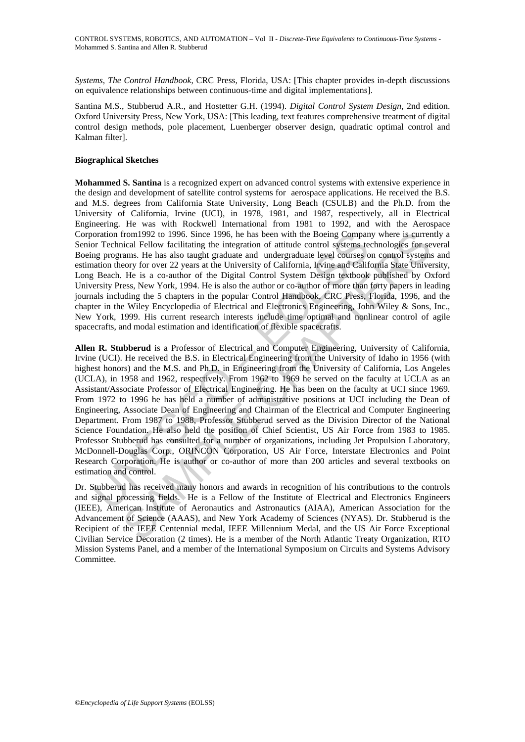*Systems*, *The Control Handbook*, CRC Press, Florida, USA: [This chapter provides in-depth discussions on equivalence relationships between continuous-time and digital implementations].

Santina M.S., Stubberud A.R., and Hostetter G.H. (1994). *Digital Control System Design*, 2nd edition. Oxford University Press, New York, USA: [This leading, text features comprehensive treatment of digital control design methods, pole placement, Luenberger observer design, quadratic optimal control and Kalman filter].

**Biographical Sketches**

**Mohammed S. Santina** is a recognized expert on advanced control systems with extensive experience in the design and development of satellite control systems for aerospace applications. He received the B.S. and M.S. degrees from California State University, Long Beach (CSULB) and the Ph.D. from the University of California, Irvine (UCI), in 1978, 1981, and 1987, respectively, all in Electrical Engineering. He was with Rockwell International from 1981 to 1992, and with the Aerospace Corporation from1992 to 1996. Since 1996, he has been with the Boeing Company where is currently a Senior Technical Fellow facilitating the integration of attitude control systems technologies for several Boeing programs. He has also taught graduate and undergraduate level courses on control systems and estimation theory for over 22 years at the University of California, Irvine and California State University, Long Beach. He is a co-author of the Digital Control System Design textbook published by Oxford University Press, New York, 1994. He is also the author or co-author of more than forty papers in leading journals including the 5 chapters in the popular Control Handbook, CRC Press, Florida, 1996, and the chapter in the Wiley Encyclopedia of Electrical and Electronics Engineering, John Wiley & Sons, Inc., New York, 1999. His current research interests include time optimal and nonlinear control of agile spacecrafts, and modal estimation and identification of flexible spacecrafts.

**Allen R. Stubberud** is a Professor of Electrical and Computer Engineering, University of California, Irvine (UCI). He received the B.S. in Electrical Engineering from the University of Idaho in 1956 (with highest honors) and the M.S. and Ph.D. in Engineering from the University of California, Los Angeles (UCLA), in 1958 and 1962, respectively. From 1962 to 1969 he served on the faculty at UCLA as an Assistant/Associate Professor of Electrical Engineering. He has been on the faculty at UCI since 1969. From 1972 to 1996 he has held a number of administrative positions at UCI including the Dean of Engineering, Associate Dean of Engineering and Chairman of the Electrical and Computer Engineering Department. From 1987 to 1988, Professor Stubberud served as the Division Director of the National Science Foundation. He also held the position of Chief Scientist, US Air Force from 1983 to 1985. Professor Stubberud has consulted for a number of organizations, including Jet Propulsion Laboratory, McDonnell-Douglas Corp., ORINCON Corporation, US Air Force, Interstate Electronics and Point Research Corporation. He is author or co-author of more than 200 articles and several textbooks on estimation and control.

Dr. Stubberud has received many honors and awards in recognition of his contributions to the controls and signal processing fields. He is a Fellow of the Institute of Electrical and Electronics Engineers (IEEE), American Institute of Aeronautics and Astronautics (AIAA), American Association for the Advancement of Science (AAAS), and New York Academy of Sciences (NYAS). Dr. Stubberud is the Recipient of the IEEE Centennial medal, IEEE Millennium Medal, and the US Air Force Exceptional Civilian Service Decoration (2 times). He is a member of the North Atlantic Treaty Organization, RTO Mission Systems Panel, and a member of the International Symposium on Circuits and Systems Advisory Committee.